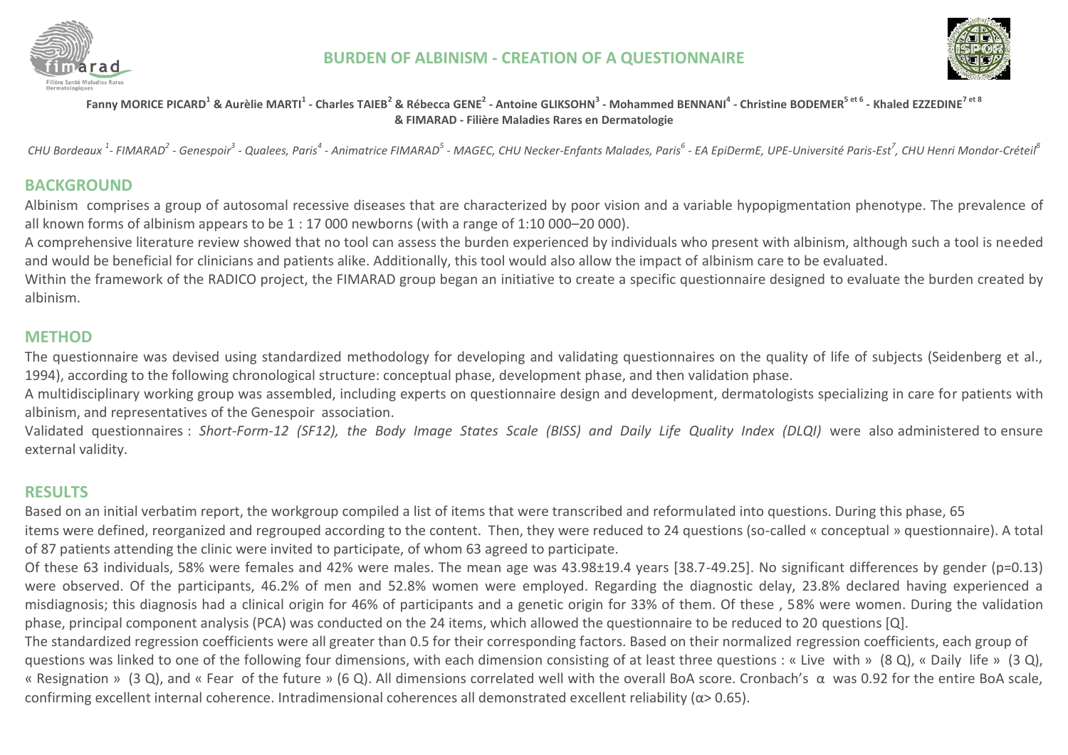# BURDEN OF ALBINISM - CREATION OF A QUESTIONNAIRE

**Fanny MORICE PICARD[1] & Aurèlie MARTI[1] - Charles TAIEB[2] & Rébecca GENE[2] - Antoine GLIKSOHN[3] - Mohammed BENNANI[4] - Christine BODEMER[5 et 6] - Khaled EZZEDINE[7 et 8]**
**& FIMARAD - Filière Maladies Rares en Dermatologie**

*CHU Bordeaux [1]- FIMARAD[2] - Genespoir[3] - Qualees, Paris[4] - Animatrice FIMARAD[5] - MAGEC, CHU Necker-Enfants Malades, Paris[6] - EA EpiDermE, UPE-Université Paris-Est[7], CHU Henri Mondor-Créteil[8]*

## BACKGROUND

Albinism comprises a group of autosomal recessive diseases that are characterized by poor vision and a variable hypopigmentation phenotype. The prevalence of all known forms of albinism appears to be 1 : 17 000 newborns (with a range of 1:10 000–20 000).

A comprehensive literature review showed that no tool can assess the burden experienced by individuals who present with albinism, although such a tool is needed and would be beneficial for clinicians and patients alike. Additionally, this tool would also allow the impact of albinism care to be evaluated.

Within the framework of the RADICO project, the FIMARAD group began an initiative to create a specific questionnaire designed to evaluate the burden created by albinism.

## METHOD

The questionnaire was devised using standardized methodology for developing and validating questionnaires on the quality of life of subjects (Seidenberg et al., 1994), according to the following chronological structure: conceptual phase, development phase, and then validation phase.

A multidisciplinary working group was assembled, including experts on questionnaire design and development, dermatologists specializing in care for patients with albinism, and representatives of the Genespoir association.

Validated questionnaires : *Short-Form-12 (SF12), the Body Image States Scale (BISS) and Daily Life Quality Index (DLQI)* were also administered to ensure external validity.

## RESULTS

Based on an initial verbatim report, the workgroup compiled a list of items that were transcribed and reformulated into questions. During this phase, 65 items were defined, reorganized and regrouped according to the content. Then, they were reduced to 24 questions (so-called « conceptual » questionnaire). A total of 87 patients attending the clinic were invited to participate, of whom 63 agreed to participate.

Of these 63 individuals, 58% were females and 42% were males. The mean age was 43.98±19.4 years [38.7-49.25]. No significant differences by gender ($p=0.13$) were observed. Of the participants, 46.2% of men and 52.8% women were employed. Regarding the diagnostic delay, 23.8% declared having experienced a misdiagnosis; this diagnosis had a clinical origin for 46% of participants and a genetic origin for 33% of them. Of these , 58% were women. During the validation phase, principal component analysis (PCA) was conducted on the 24 items, which allowed the questionnaire to be reduced to 20 questions [Q].

The standardized regression coefficients were all greater than 0.5 for their corresponding factors. Based on their normalized regression coefficients, each group of questions was linked to one of the following four dimensions, with each dimension consisting of at least three questions : « Live with » (8 Q), « Daily life » (3 Q), « Resignation » (3 Q), and « Fear of the future » (6 Q). All dimensions correlated well with the overall BoA score. Cronbach's $\alpha$ was 0.92 for the entire BoA scale, confirming excellent internal coherence. Intradimensional coherences all demonstrated excellent reliability ($\alpha > 0.65$).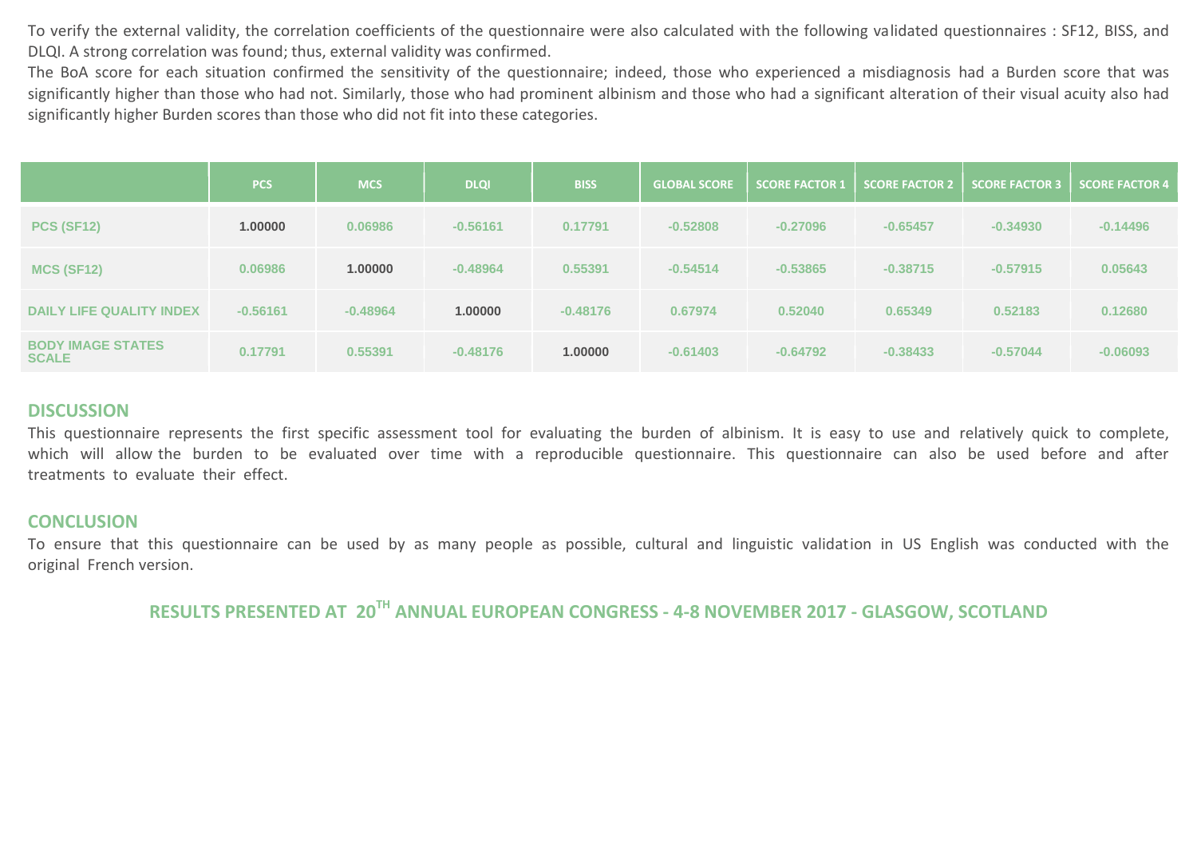To verify the external validity, the correlation coefficients of the questionnaire were also calculated with the following validated questionnaires : SF12, BISS, and DLQI. A strong correlation was found; thus, external validity was confirmed.

The BoA score for each situation confirmed the sensitivity of the questionnaire; indeed, those who experienced a misdiagnosis had a Burden score that was significantly higher than those who had not. Similarly, those who had prominent albinism and those who had a significant alteration of their visual acuity also had significantly higher Burden scores than those who did not fit into these categories.

| | PCS | MCS | DLQI | BISS | GLOBAL SCORE | SCORE FACTOR 1 | SCORE FACTOR 2 | SCORE FACTOR 3 | SCORE FACTOR 4 |
|---|---|---|---|---|---|---|---|---|---|
| PCS (SF12) | 1.00000 | 0.06986 | -0.56161 | 0.17791 | -0.52808 | -0.27096 | -0.65457 | -0.34930 | -0.14496 |
| MCS (SF12) | 0.06986 | 1.00000 | -0.48964 | 0.55391 | -0.54514 | -0.53865 | -0.38715 | -0.57915 | 0.05643 |
| DAILY LIFE QUALITY INDEX | -0.56161 | -0.48964 | 1.00000 | -0.48176 | 0.67974 | 0.52040 | 0.65349 | 0.52183 | 0.12680 |
| BODY IMAGE STATES SCALE | 0.17791 | 0.55391 | -0.48176 | 1.00000 | -0.61403 | -0.64792 | -0.38433 | -0.57044 | -0.06093 |

## DISCUSSION

This questionnaire represents the first specific assessment tool for evaluating the burden of albinism. It is easy to use and relatively quick to complete, which will allow the burden to be evaluated over time with a reproducible questionnaire. This questionnaire can also be used before and after treatments to evaluate their effect.

## CONCLUSION

To ensure that this questionnaire can be used by as many people as possible, cultural and linguistic validation in US English was conducted with the original French version.

**RESULTS PRESENTED AT 20TH ANNUAL EUROPEAN CONGRESS - 4-8 NOVEMBER 2017 - GLASGOW, SCOTLAND**